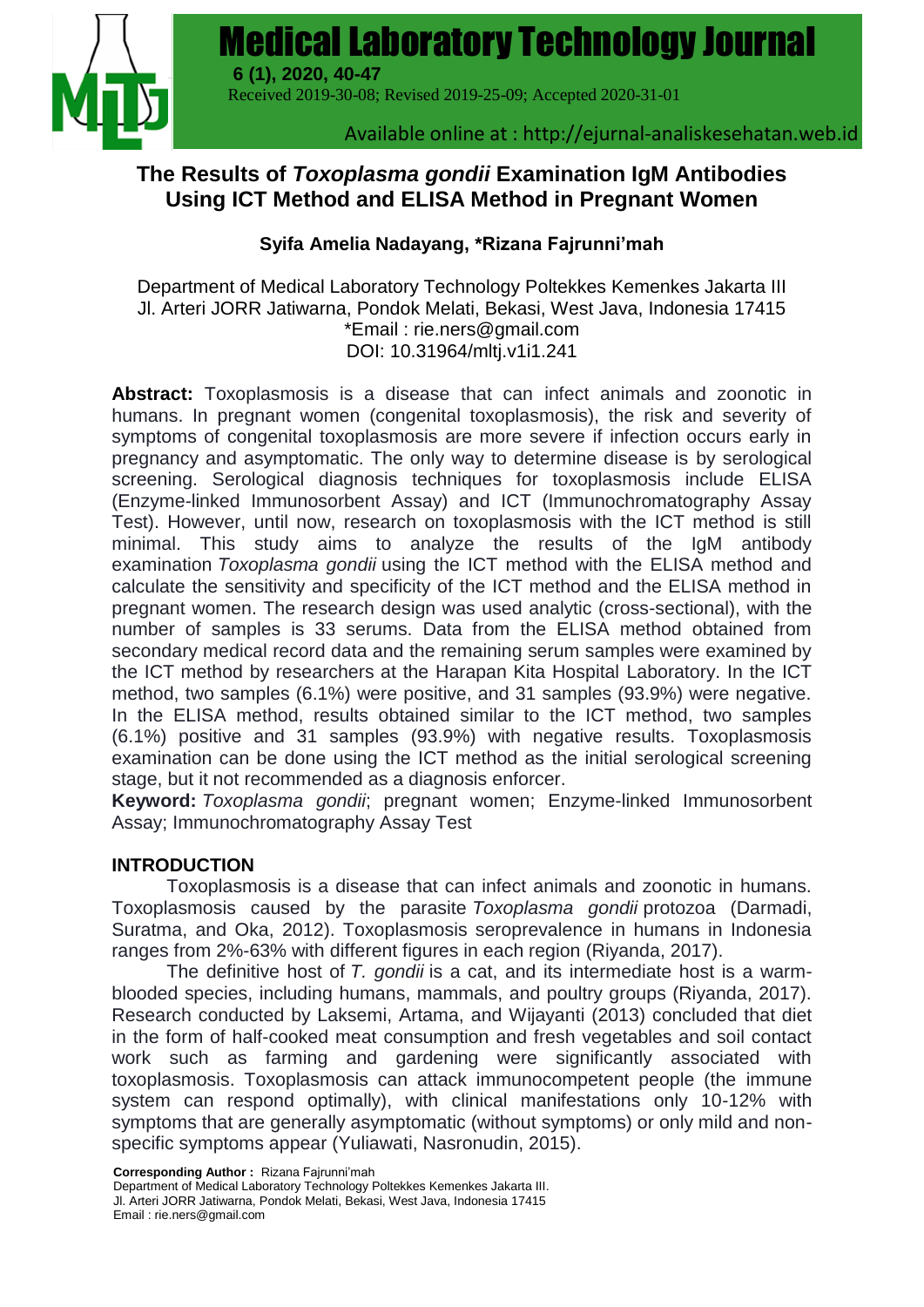# The Results of *Toxoplasma gondii* Examination IgM Antibodies Using ICT Method and ELISA Method in Pregnant Women

**Syifa Amelia Nadayang, \*Rizana Fajrunni'mah**

Department of Medical Laboratory Technology Poltekkes Kemenkes Jakarta III
Jl. Arteri JORR Jatiwarna, Pondok Melati, Bekasi, West Java, Indonesia 17415
\*Email : rie.ners@gmail.com
DOI: 10.31964/mltj.v1i1.241

Received 2019-30-08; Revised 2019-25-09; Accepted 2020-31-01

Available online at : http://ejurnal-analiskesehatan.web.id

**Abstract:** Toxoplasmosis is a disease that can infect animals and zoonotic in humans. In pregnant women (congenital toxoplasmosis), the risk and severity of symptoms of congenital toxoplasmosis are more severe if infection occurs early in pregnancy and asymptomatic. The only way to determine disease is by serological screening. Serological diagnosis techniques for toxoplasmosis include ELISA (Enzyme-linked Immunosorbent Assay) and ICT (Immunochromatography Assay Test). However, until now, research on toxoplasmosis with the ICT method is still minimal. This study aims to analyze the results of the IgM antibody examination *Toxoplasma gondii* using the ICT method with the ELISA method and calculate the sensitivity and specificity of the ICT method and the ELISA method in pregnant women. The research design was used analytic (cross-sectional), with the number of samples is 33 serums. Data from the ELISA method obtained from secondary medical record data and the remaining serum samples were examined by the ICT method by researchers at the Harapan Kita Hospital Laboratory. In the ICT method, two samples (6.1%) were positive, and 31 samples (93.9%) were negative. In the ELISA method, results obtained similar to the ICT method, two samples (6.1%) positive and 31 samples (93.9%) with negative results. Toxoplasmosis examination can be done using the ICT method as the initial serological screening stage, but it not recommended as a diagnosis enforcer.

**Keyword:** *Toxoplasma gondii*; pregnant women; Enzyme-linked Immunosorbent Assay; Immunochromatography Assay Test

## INTRODUCTION

Toxoplasmosis is a disease that can infect animals and zoonotic in humans. Toxoplasmosis caused by the parasite *Toxoplasma gondii* protozoa (Darmadi, Suratma, and Oka, 2012). Toxoplasmosis seroprevalence in humans in Indonesia ranges from 2%-63% with different figures in each region (Riyanda, 2017).

The definitive host of *T. gondii* is a cat, and its intermediate host is a warm-blooded species, including humans, mammals, and poultry groups (Riyanda, 2017). Research conducted by Laksemi, Artama, and Wijayanti (2013) concluded that diet in the form of half-cooked meat consumption and fresh vegetables and soil contact work such as farming and gardening were significantly associated with toxoplasmosis. Toxoplasmosis can attack immunocompetent people (the immune system can respond optimally), with clinical manifestations only 10-12% with symptoms that are generally asymptomatic (without symptoms) or only mild and non-specific symptoms appear (Yuliawati, Nasronudin, 2015).

**Corresponding Author :** Rizana Fajrunni'mah
Department of Medical Laboratory Technology Poltekkes Kemenkes Jakarta III.
Jl. Arteri JORR Jatiwarna, Pondok Melati, Bekasi, West Java, Indonesia 17415
Email : rie.ners@gmail.com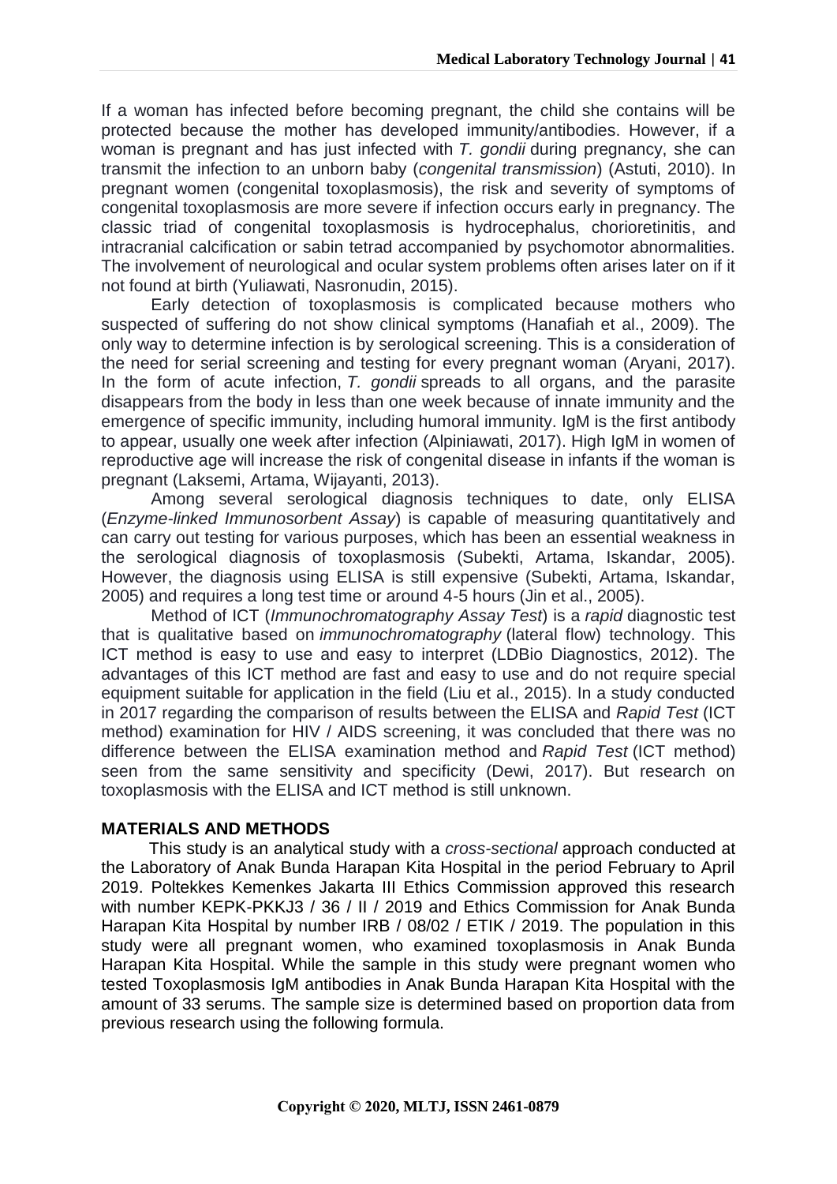If a woman has infected before becoming pregnant, the child she contains will be protected because the mother has developed immunity/antibodies. However, if a woman is pregnant and has just infected with *T. gondii* during pregnancy, she can transmit the infection to an unborn baby (*congenital transmission*) (Astuti, 2010). In pregnant women (congenital toxoplasmosis), the risk and severity of symptoms of congenital toxoplasmosis are more severe if infection occurs early in pregnancy. The classic triad of congenital toxoplasmosis is hydrocephalus, chorioretinitis, and intracranial calcification or sabin tetrad accompanied by psychomotor abnormalities. The involvement of neurological and ocular system problems often arises later on if it not found at birth (Yuliawati, Nasronudin, 2015).

Early detection of toxoplasmosis is complicated because mothers who suspected of suffering do not show clinical symptoms (Hanafiah et al., 2009). The only way to determine infection is by serological screening. This is a consideration of the need for serial screening and testing for every pregnant woman (Aryani, 2017). In the form of acute infection, *T. gondii* spreads to all organs, and the parasite disappears from the body in less than one week because of innate immunity and the emergence of specific immunity, including humoral immunity. IgM is the first antibody to appear, usually one week after infection (Alpiniawati, 2017). High IgM in women of reproductive age will increase the risk of congenital disease in infants if the woman is pregnant (Laksemi, Artama, Wijayanti, 2013).

Among several serological diagnosis techniques to date, only ELISA (*Enzyme-linked Immunosorbent Assay*) is capable of measuring quantitatively and can carry out testing for various purposes, which has been an essential weakness in the serological diagnosis of toxoplasmosis (Subekti, Artama, Iskandar, 2005). However, the diagnosis using ELISA is still expensive (Subekti, Artama, Iskandar, 2005) and requires a long test time or around 4-5 hours (Jin et al., 2005).

Method of ICT (*Immunochromatography Assay Test*) is a *rapid* diagnostic test that is qualitative based on *immunochromatography* (lateral flow) technology. This ICT method is easy to use and easy to interpret (LDBio Diagnostics, 2012). The advantages of this ICT method are fast and easy to use and do not require special equipment suitable for application in the field (Liu et al., 2015). In a study conducted in 2017 regarding the comparison of results between the ELISA and *Rapid Test* (ICT method) examination for HIV / AIDS screening, it was concluded that there was no difference between the ELISA examination method and *Rapid Test* (ICT method) seen from the same sensitivity and specificity (Dewi, 2017). But research on toxoplasmosis with the ELISA and ICT method is still unknown.

## MATERIALS AND METHODS

This study is an analytical study with a *cross-sectional* approach conducted at the Laboratory of Anak Bunda Harapan Kita Hospital in the period February to April 2019. Poltekkes Kemenkes Jakarta III Ethics Commission approved this research with number KEPK-PKKJ3 / 36 / II / 2019 and Ethics Commission for Anak Bunda Harapan Kita Hospital by number IRB / 08/02 / ETIK / 2019. The population in this study were all pregnant women, who examined toxoplasmosis in Anak Bunda Harapan Kita Hospital. While the sample in this study were pregnant women who tested Toxoplasmosis IgM antibodies in Anak Bunda Harapan Kita Hospital with the amount of 33 serums. The sample size is determined based on proportion data from previous research using the following formula.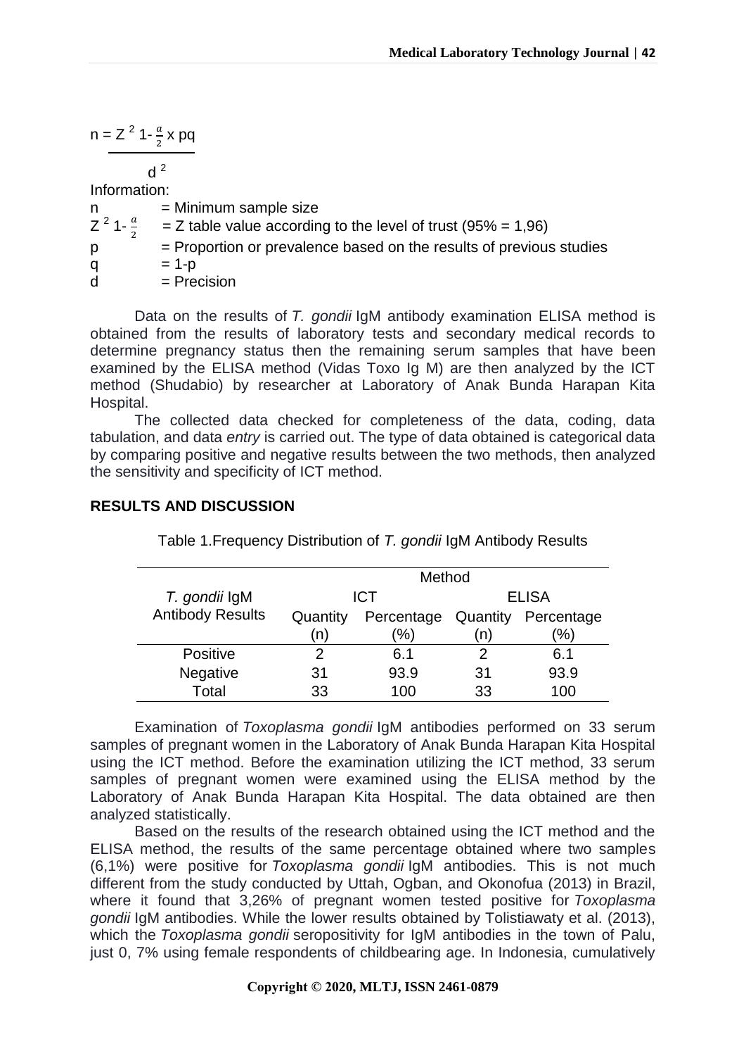$$n = \frac{Z^2_{1-\frac{\alpha}{2}} \times pq}{d^2}$$

Information:

n = Minimum sample size

$Z^2_{1-\frac{\alpha}{2}}$ = Z table value according to the level of trust (95% = 1,96)

p = Proportion or prevalence based on the results of previous studies

q = 1-p

d = Precision

Data on the results of *T. gondii* IgM antibody examination ELISA method is obtained from the results of laboratory tests and secondary medical records to determine pregnancy status then the remaining serum samples that have been examined by the ELISA method (Vidas Toxo Ig M) are then analyzed by the ICT method (Shudabio) by researcher at Laboratory of Anak Bunda Harapan Kita Hospital.

The collected data checked for completeness of the data, coding, data tabulation, and data *entry* is carried out. The type of data obtained is categorical data by comparing positive and negative results between the two methods, then analyzed the sensitivity and specificity of ICT method.

## RESULTS AND DISCUSSION

Table 1.Frequency Distribution of *T. gondii* IgM Antibody Results

| *T. gondii* IgM Antibody Results | Method | | | |
|---|---|---|---|---|
| | ICT | | ELISA | |
| | Quantity (n) | Percentage (%) | Quantity (n) | Percentage (%) |
| Positive | 2 | 6.1 | 2 | 6.1 |
| Negative | 31 | 93.9 | 31 | 93.9 |
| Total | 33 | 100 | 33 | 100 |

Examination of *Toxoplasma gondii* IgM antibodies performed on 33 serum samples of pregnant women in the Laboratory of Anak Bunda Harapan Kita Hospital using the ICT method. Before the examination utilizing the ICT method, 33 serum samples of pregnant women were examined using the ELISA method by the Laboratory of Anak Bunda Harapan Kita Hospital. The data obtained are then analyzed statistically.

Based on the results of the research obtained using the ICT method and the ELISA method, the results of the same percentage obtained where two samples (6,1%) were positive for *Toxoplasma gondii* IgM antibodies. This is not much different from the study conducted by Uttah, Ogban, and Okonofua (2013) in Brazil, where it found that 3,26% of pregnant women tested positive for *Toxoplasma gondii* IgM antibodies. While the lower results obtained by Tolistiawaty et al. (2013), which the *Toxoplasma gondii* seropositivity for IgM antibodies in the town of Palu, just 0, 7% using female respondents of childbearing age. In Indonesia, cumulatively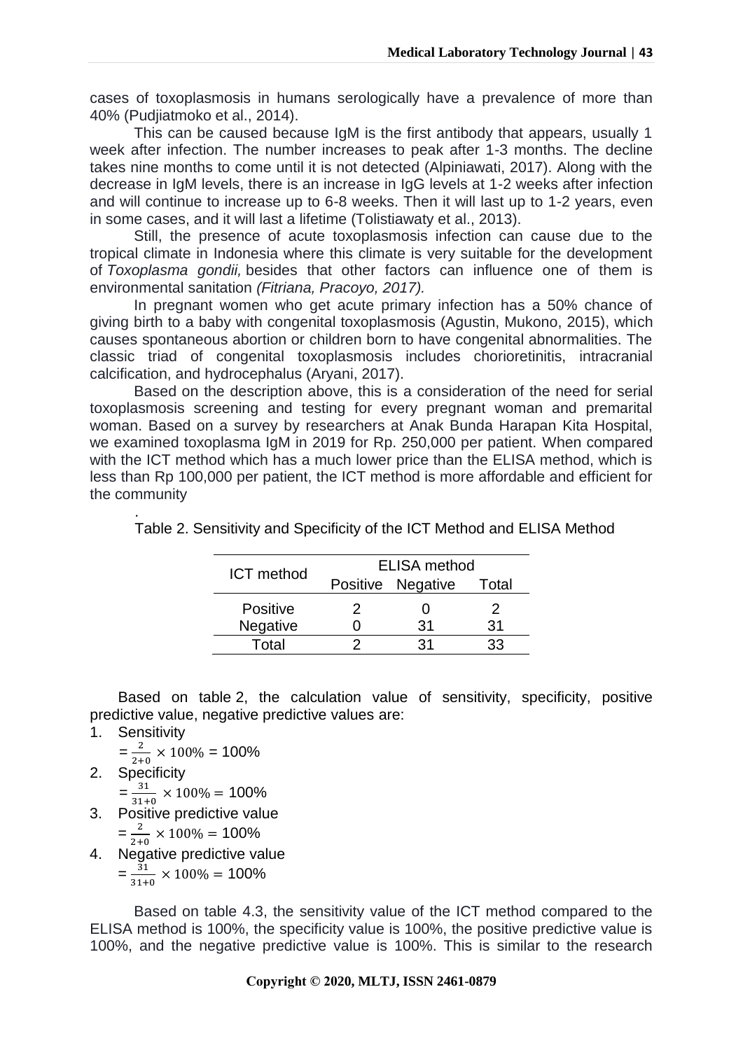cases of toxoplasmosis in humans serologically have a prevalence of more than 40% (Pudjiatmoko et al., 2014).

This can be caused because IgM is the first antibody that appears, usually 1 week after infection. The number increases to peak after 1-3 months. The decline takes nine months to come until it is not detected (Alpiniawati, 2017). Along with the decrease in IgM levels, there is an increase in IgG levels at 1-2 weeks after infection and will continue to increase up to 6-8 weeks. Then it will last up to 1-2 years, even in some cases, and it will last a lifetime (Tolistiawaty et al., 2013).

Still, the presence of acute toxoplasmosis infection can cause due to the tropical climate in Indonesia where this climate is very suitable for the development of *Toxoplasma gondii,* besides that other factors can influence one of them is environmental sanitation *(Fitriana, Pracoyo, 2017).*

In pregnant women who get acute primary infection has a 50% chance of giving birth to a baby with congenital toxoplasmosis (Agustin, Mukono, 2015), which causes spontaneous abortion or children born to have congenital abnormalities. The classic triad of congenital toxoplasmosis includes chorioretinitis, intracranial calcification, and hydrocephalus (Aryani, 2017).

Based on the description above, this is a consideration of the need for serial toxoplasmosis screening and testing for every pregnant woman and premarital woman. Based on a survey by researchers at Anak Bunda Harapan Kita Hospital, we examined toxoplasma IgM in 2019 for Rp. 250,000 per patient. When compared with the ICT method which has a much lower price than the ELISA method, which is less than Rp 100,000 per patient, the ICT method is more affordable and efficient for the community

.

Table 2. Sensitivity and Specificity of the ICT Method and ELISA Method

| ICT method | ELISA method | | |
|---|---|---|---|
| | Positive | Negative | Total |
| Positive | 2 | 0 | 2 |
| Negative | 0 | 31 | 31 |
| Total | 2 | 31 | 33 |

Based on table 2, the calculation value of sensitivity, specificity, positive predictive value, negative predictive values are:

1. Sensitivity
   $= \frac{2}{2+0} \times 100\%$ = 100%
2. Specificity
   $= \frac{31}{31+0} \times 100\% =$ 100%
3. Positive predictive value
   $= \frac{2}{2+0} \times 100\% =$ 100%
4. Negative predictive value
   $= \frac{31}{31+0} \times 100\% =$ 100%

Based on table 4.3, the sensitivity value of the ICT method compared to the ELISA method is 100%, the specificity value is 100%, the positive predictive value is 100%, and the negative predictive value is 100%. This is similar to the research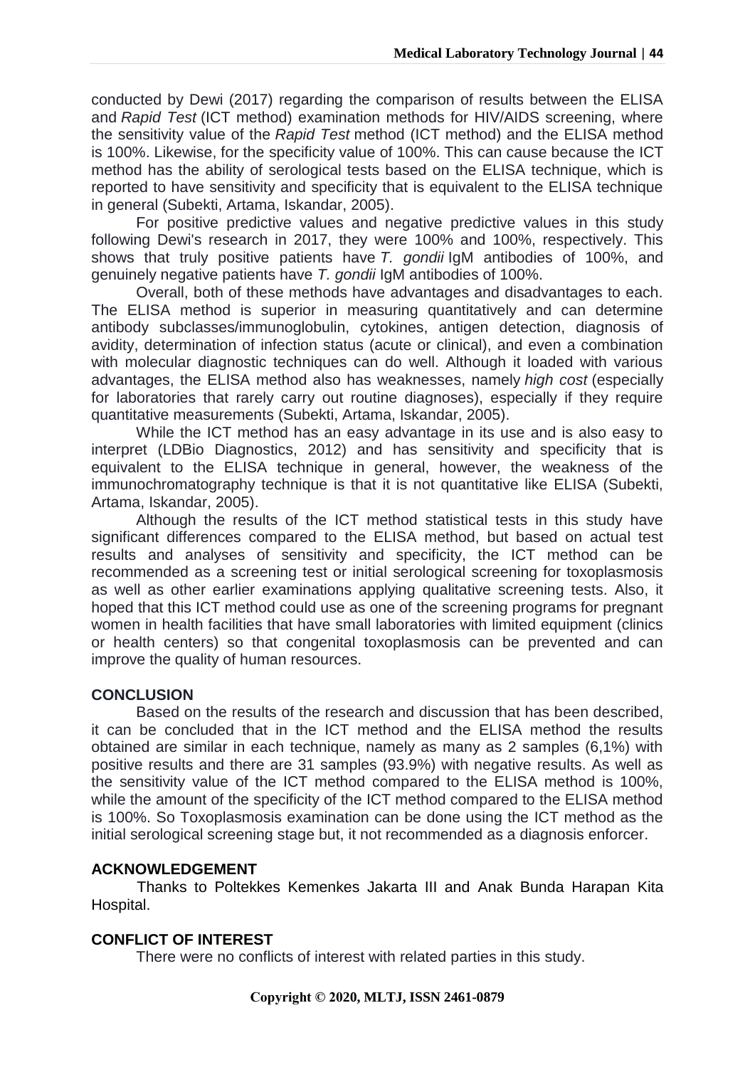conducted by Dewi (2017) regarding the comparison of results between the ELISA and *Rapid Test* (ICT method) examination methods for HIV/AIDS screening, where the sensitivity value of the *Rapid Test* method (ICT method) and the ELISA method is 100%. Likewise, for the specificity value of 100%. This can cause because the ICT method has the ability of serological tests based on the ELISA technique, which is reported to have sensitivity and specificity that is equivalent to the ELISA technique in general (Subekti, Artama, Iskandar, 2005).

For positive predictive values and negative predictive values in this study following Dewi's research in 2017, they were 100% and 100%, respectively. This shows that truly positive patients have *T. gondii* IgM antibodies of 100%, and genuinely negative patients have *T. gondii* IgM antibodies of 100%.

Overall, both of these methods have advantages and disadvantages to each. The ELISA method is superior in measuring quantitatively and can determine antibody subclasses/immunoglobulin, cytokines, antigen detection, diagnosis of avidity, determination of infection status (acute or clinical), and even a combination with molecular diagnostic techniques can do well. Although it loaded with various advantages, the ELISA method also has weaknesses, namely *high cost* (especially for laboratories that rarely carry out routine diagnoses), especially if they require quantitative measurements (Subekti, Artama, Iskandar, 2005).

While the ICT method has an easy advantage in its use and is also easy to interpret (LDBio Diagnostics, 2012) and has sensitivity and specificity that is equivalent to the ELISA technique in general, however, the weakness of the immunochromatography technique is that it is not quantitative like ELISA (Subekti, Artama, Iskandar, 2005).

Although the results of the ICT method statistical tests in this study have significant differences compared to the ELISA method, but based on actual test results and analyses of sensitivity and specificity, the ICT method can be recommended as a screening test or initial serological screening for toxoplasmosis as well as other earlier examinations applying qualitative screening tests. Also, it hoped that this ICT method could use as one of the screening programs for pregnant women in health facilities that have small laboratories with limited equipment (clinics or health centers) so that congenital toxoplasmosis can be prevented and can improve the quality of human resources.

## CONCLUSION

Based on the results of the research and discussion that has been described, it can be concluded that in the ICT method and the ELISA method the results obtained are similar in each technique, namely as many as 2 samples (6,1%) with positive results and there are 31 samples (93.9%) with negative results. As well as the sensitivity value of the ICT method compared to the ELISA method is 100%, while the amount of the specificity of the ICT method compared to the ELISA method is 100%. So Toxoplasmosis examination can be done using the ICT method as the initial serological screening stage but, it not recommended as a diagnosis enforcer.

## ACKNOWLEDGEMENT

Thanks to Poltekkes Kemenkes Jakarta III and Anak Bunda Harapan Kita Hospital.

## CONFLICT OF INTEREST

There were no conflicts of interest with related parties in this study.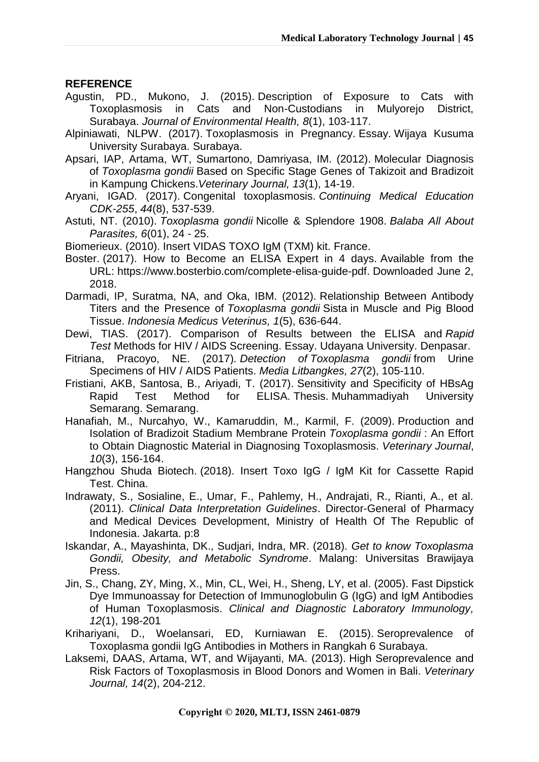## REFERENCE

Agustin, PD., Mukono, J. (2015). Description of Exposure to Cats with Toxoplasmosis in Cats and Non-Custodians in Mulyorejo District, Surabaya. *Journal of Environmental Health, 8*(1), 103-117.

Alpiniawati, NLPW. (2017). Toxoplasmosis in Pregnancy. Essay. Wijaya Kusuma University Surabaya. Surabaya.

Apsari, IAP, Artama, WT, Sumartono, Damriyasa, IM. (2012). Molecular Diagnosis of *Toxoplasma gondii* Based on Specific Stage Genes of Takizoit and Bradizoit in Kampung Chickens.*Veterinary Journal, 13*(1), 14-19.

Aryani, IGAD. (2017). Congenital toxoplasmosis. *Continuing Medical Education CDK-255*, *44*(8), 537-539.

Astuti, NT. (2010). *Toxoplasma gondii* Nicolle & Splendore 1908. *Balaba All About Parasites, 6*(01), 24 - 25.

Biomerieux. (2010). Insert VIDAS TOXO IgM (TXM) kit. France.

Boster. (2017). How to Become an ELISA Expert in 4 days. Available from the URL: https://www.bosterbio.com/complete-elisa-guide-pdf. Downloaded June 2, 2018.

Darmadi, IP, Suratma, NA, and Oka, IBM. (2012). Relationship Between Antibody Titers and the Presence of *Toxoplasma gondii* Sista in Muscle and Pig Blood Tissue. *Indonesia Medicus Veterinus, 1*(5), 636-644.

Dewi, TIAS. (2017). Comparison of Results between the ELISA and *Rapid Test* Methods for HIV / AIDS Screening. Essay. Udayana University. Denpasar.

Fitriana, Pracoyo, NE. (2017). *Detection of Toxoplasma gondii* from Urine Specimens of HIV / AIDS Patients. *Media Litbangkes, 27*(2), 105-110.

Fristiani, AKB, Santosa, B., Ariyadi, T. (2017). Sensitivity and Specificity of HBsAg Rapid Test Method for ELISA. Thesis. Muhammadiyah University Semarang. Semarang.

Hanafiah, M., Nurcahyo, W., Kamaruddin, M., Karmil, F. (2009). Production and Isolation of Bradizoit Stadium Membrane Protein *Toxoplasma gondii* : An Effort to Obtain Diagnostic Material in Diagnosing Toxoplasmosis. *Veterinary Journal*, *10*(3), 156-164.

Hangzhou Shuda Biotech. (2018). Insert Toxo IgG / IgM Kit for Cassette Rapid Test. China.

Indrawaty, S., Sosialine, E., Umar, F., Pahlemy, H., Andrajati, R., Rianti, A., et al. (2011). *Clinical Data Interpretation Guidelines*. Director-General of Pharmacy and Medical Devices Development, Ministry of Health Of The Republic of Indonesia. Jakarta. p:8

Iskandar, A., Mayashinta, DK., Sudjari, Indra, MR. (2018). *Get to know Toxoplasma Gondii, Obesity, and Metabolic Syndrome*. Malang: Universitas Brawijaya Press.

Jin, S., Chang, ZY, Ming, X., Min, CL, Wei, H., Sheng, LY, et al. (2005). Fast Dipstick Dye Immunoassay for Detection of Immunoglobulin G (IgG) and IgM Antibodies of Human Toxoplasmosis. *Clinical and Diagnostic Laboratory Immunology, 12*(1), 198-201

Krihariyani, D., Woelansari, ED, Kurniawan E. (2015). Seroprevalence of Toxoplasma gondii IgG Antibodies in Mothers in Rangkah 6 Surabaya.

Laksemi, DAAS, Artama, WT, and Wijayanti, MA. (2013). High Seroprevalence and Risk Factors of Toxoplasmosis in Blood Donors and Women in Bali. *Veterinary Journal, 14*(2), 204-212.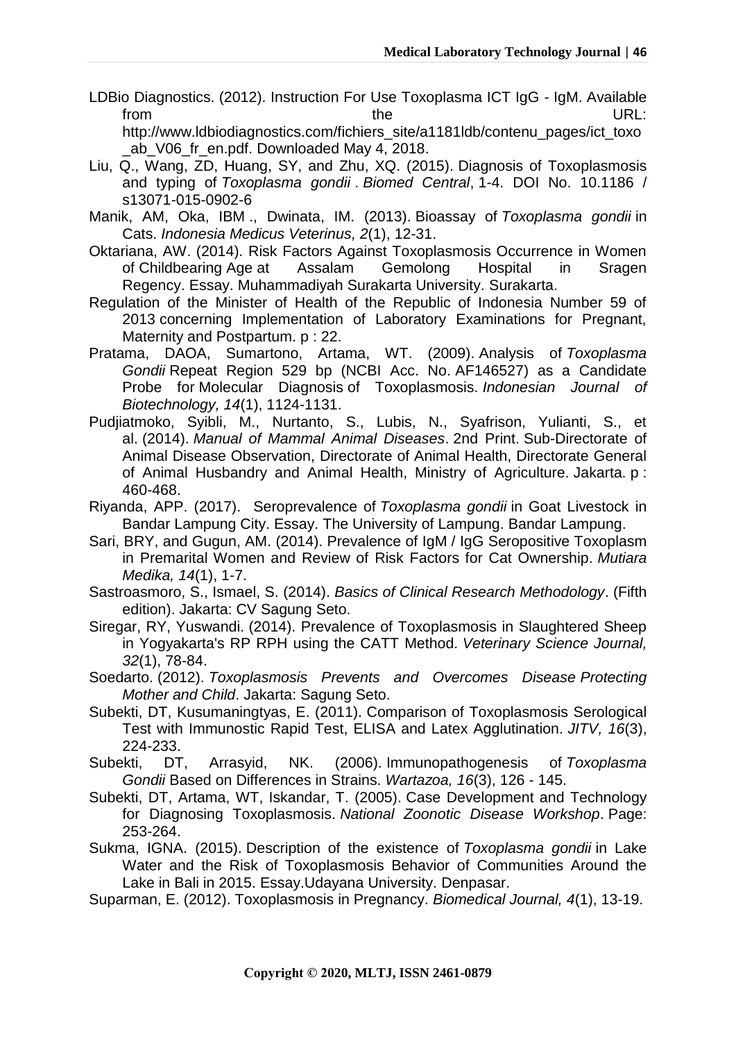LDBio Diagnostics. (2012). Instruction For Use Toxoplasma ICT IgG - IgM. Available from the URL: http://www.ldbiodiagnostics.com/fichiers_site/a1181ldb/contenu_pages/ict_toxo_ab_V06_fr_en.pdf. Downloaded May 4, 2018.

Liu, Q., Wang, ZD, Huang, SY, and Zhu, XQ. (2015). Diagnosis of Toxoplasmosis and typing of *Toxoplasma gondii* . *Biomed Central*, 1-4. DOI No. 10.1186 / s13071-015-0902-6

Manik, AM, Oka, IBM ., Dwinata, IM. (2013). Bioassay of *Toxoplasma gondii* in Cats. *Indonesia Medicus Veterinus, 2*(1), 12-31.

Oktariana, AW. (2014). Risk Factors Against Toxoplasmosis Occurrence in Women of Childbearing Age at Assalam Gemolong Hospital in Sragen Regency. Essay. Muhammadiyah Surakarta University. Surakarta.

Regulation of the Minister of Health of the Republic of Indonesia Number 59 of 2013 concerning Implementation of Laboratory Examinations for Pregnant, Maternity and Postpartum. p : 22.

Pratama, DAOA, Sumartono, Artama, WT. (2009). Analysis of *Toxoplasma Gondii* Repeat Region 529 bp (NCBI Acc. No. AF146527) as a Candidate Probe for Molecular Diagnosis of Toxoplasmosis. *Indonesian Journal of Biotechnology, 14*(1), 1124-1131.

Pudjiatmoko, Syibli, M., Nurtanto, S., Lubis, N., Syafrison, Yulianti, S., et al. (2014). *Manual of Mammal Animal Diseases*. 2nd Print. Sub-Directorate of Animal Disease Observation, Directorate of Animal Health, Directorate General of Animal Husbandry and Animal Health, Ministry of Agriculture. Jakarta. p : 460-468.

Riyanda, APP. (2017). Seroprevalence of *Toxoplasma gondii* in Goat Livestock in Bandar Lampung City. Essay. The University of Lampung. Bandar Lampung.

Sari, BRY, and Gugun, AM. (2014). Prevalence of IgM / IgG Seropositive Toxoplasm in Premarital Women and Review of Risk Factors for Cat Ownership. *Mutiara Medika, 14*(1), 1-7.

Sastroasmoro, S., Ismael, S. (2014). *Basics of Clinical Research Methodology*. (Fifth edition). Jakarta: CV Sagung Seto.

Siregar, RY, Yuswandi. (2014). Prevalence of Toxoplasmosis in Slaughtered Sheep in Yogyakarta's RP RPH using the CATT Method. *Veterinary Science Journal, 32*(1), 78-84.

Soedarto. (2012). *Toxoplasmosis Prevents and Overcomes Disease Protecting Mother and Child*. Jakarta: Sagung Seto.

Subekti, DT, Kusumaningtyas, E. (2011). Comparison of Toxoplasmosis Serological Test with Immunostic Rapid Test, ELISA and Latex Agglutination. *JITV, 16*(3), 224-233.

Subekti, DT, Arrasyid, NK. (2006). Immunopathogenesis of *Toxoplasma Gondii* Based on Differences in Strains. *Wartazoa, 16*(3), 126 - 145.

Subekti, DT, Artama, WT, Iskandar, T. (2005). Case Development and Technology for Diagnosing Toxoplasmosis. *National Zoonotic Disease Workshop*. Page: 253-264.

Sukma, IGNA. (2015). Description of the existence of *Toxoplasma gondii* in Lake Water and the Risk of Toxoplasmosis Behavior of Communities Around the Lake in Bali in 2015. Essay.Udayana University. Denpasar.

Suparman, E. (2012). Toxoplasmosis in Pregnancy. *Biomedical Journal, 4*(1), 13-19.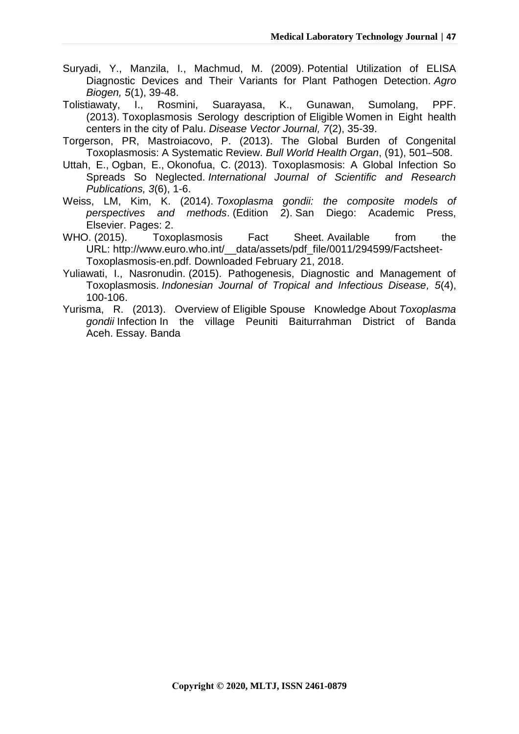Suryadi, Y., Manzila, I., Machmud, M. (2009). Potential Utilization of ELISA Diagnostic Devices and Their Variants for Plant Pathogen Detection. *Agro Biogen, 5*(1), 39-48.

Tolistiawaty, I., Rosmini, Suarayasa, K., Gunawan, Sumolang, PPF. (2013). Toxoplasmosis Serology description of Eligible Women in Eight health centers in the city of Palu. *Disease Vector Journal, 7*(2), 35-39.

Torgerson, PR, Mastroiacovo, P. (2013). The Global Burden of Congenital Toxoplasmosis: A Systematic Review. *Bull World Health Organ*, (91), 501–508.

Uttah, E., Ogban, E., Okonofua, C. (2013). Toxoplasmosis: A Global Infection So Spreads So Neglected. *International Journal of Scientific and Research Publications, 3*(6), 1-6.

Weiss, LM, Kim, K. (2014). *Toxoplasma gondii: the composite models of perspectives and methods*. (Edition 2). San Diego: Academic Press, Elsevier. Pages: 2.

WHO. (2015). Toxoplasmosis Fact Sheet. Available from the URL: http://www.euro.who.int/__data/assets/pdf_file/0011/294599/Factsheet-Toxoplasmosis-en.pdf. Downloaded February 21, 2018.

Yuliawati, I., Nasronudin. (2015). Pathogenesis, Diagnostic and Management of Toxoplasmosis. *Indonesian Journal of Tropical and Infectious Disease, 5*(4), 100-106.

Yurisma, R. (2013). Overview of Eligible Spouse Knowledge About *Toxoplasma gondii* Infection In the village Peuniti Baiturrahman District of Banda Aceh. Essay. Banda